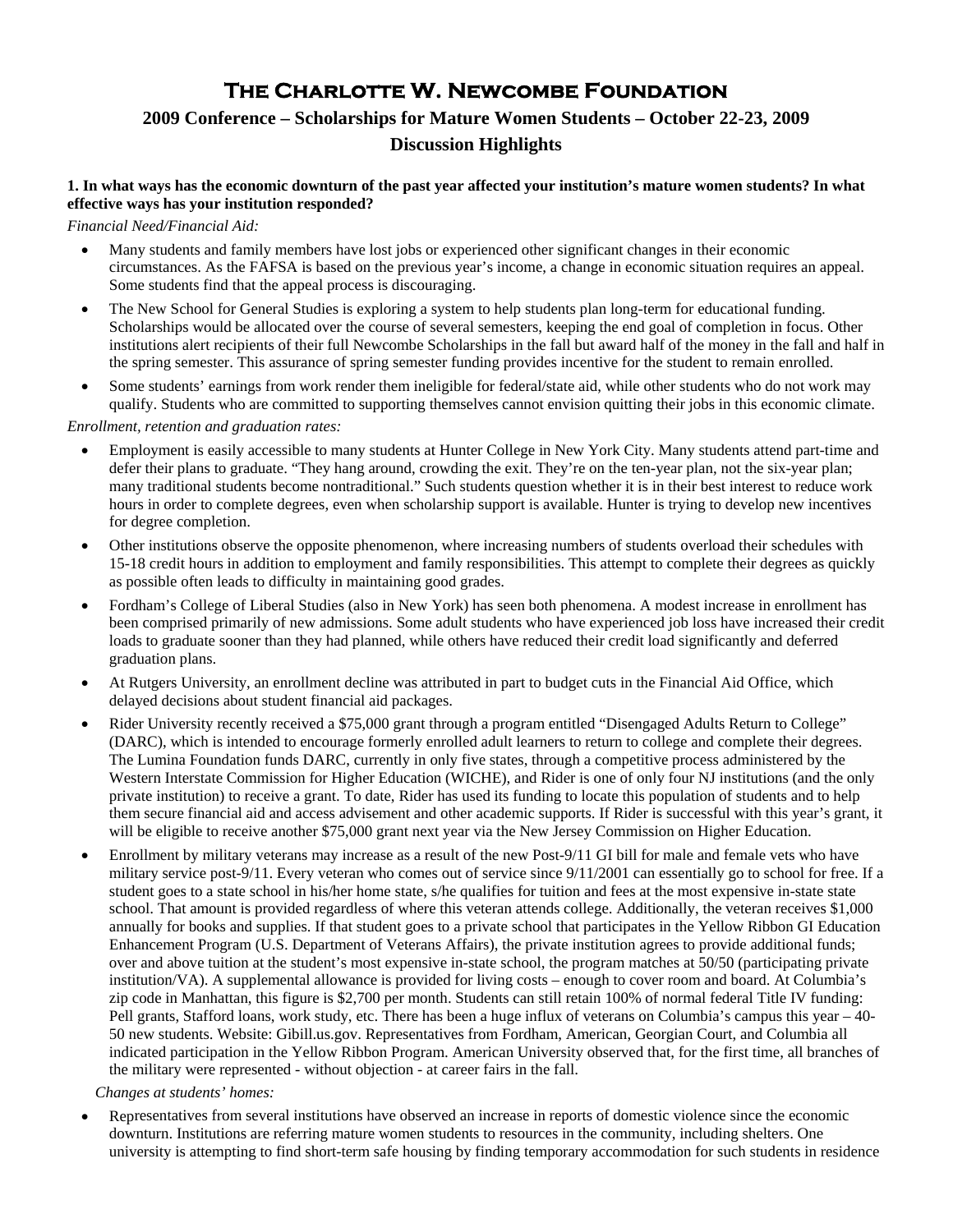# The Charlotte W. Newcombe Foundation

## 2009 Conference – Scholarships for Mature Women Students – October 22-23, 2009

## Discussion Highlights

**1. In what ways has the economic downturn of the past year affected your institution's mature women students? In what effective ways has your institution responded?**

*Financial Need/Financial Aid:*

- Many students and family members have lost jobs or experienced other significant changes in their economic circumstances. As the FAFSA is based on the previous year's income, a change in economic situation requires an appeal. Some students find that the appeal process is discouraging.
- The New School for General Studies is exploring a system to help students plan long-term for educational funding. Scholarships would be allocated over the course of several semesters, keeping the end goal of completion in focus. Other institutions alert recipients of their full Newcombe Scholarships in the fall but award half of the money in the fall and half in the spring semester. This assurance of spring semester funding provides incentive for the student to remain enrolled.
- Some students' earnings from work render them ineligible for federal/state aid, while other students who do not work may qualify. Students who are committed to supporting themselves cannot envision quitting their jobs in this economic climate.

*Enrollment, retention and graduation rates:*

- Employment is easily accessible to many students at Hunter College in New York City. Many students attend part-time and defer their plans to graduate. "They hang around, crowding the exit. They're on the ten-year plan, not the six-year plan; many traditional students become nontraditional." Such students question whether it is in their best interest to reduce work hours in order to complete degrees, even when scholarship support is available. Hunter is trying to develop new incentives for degree completion.
- Other institutions observe the opposite phenomenon, where increasing numbers of students overload their schedules with 15-18 credit hours in addition to employment and family responsibilities. This attempt to complete their degrees as quickly as possible often leads to difficulty in maintaining good grades.
- Fordham's College of Liberal Studies (also in New York) has seen both phenomena. A modest increase in enrollment has been comprised primarily of new admissions. Some adult students who have experienced job loss have increased their credit loads to graduate sooner than they had planned, while others have reduced their credit load significantly and deferred graduation plans.
- At Rutgers University, an enrollment decline was attributed in part to budget cuts in the Financial Aid Office, which delayed decisions about student financial aid packages.
- Rider University recently received a $75,000 grant through a program entitled "Disengaged Adults Return to College" (DARC), which is intended to encourage formerly enrolled adult learners to return to college and complete their degrees. The Lumina Foundation funds DARC, currently in only five states, through a competitive process administered by the Western Interstate Commission for Higher Education (WICHE), and Rider is one of only four NJ institutions (and the only private institution) to receive a grant. To date, Rider has used its funding to locate this population of students and to help them secure financial aid and access advisement and other academic supports. If Rider is successful with this year's grant, it will be eligible to receive another $75,000 grant next year via the New Jersey Commission on Higher Education.
- Enrollment by military veterans may increase as a result of the new Post-9/11 GI bill for male and female vets who have military service post-9/11. Every veteran who comes out of service since 9/11/2001 can essentially go to school for free. If a student goes to a state school in his/her home state, s/he qualifies for tuition and fees at the most expensive in-state state school. That amount is provided regardless of where this veteran attends college. Additionally, the veteran receives $1,000 annually for books and supplies. If that student goes to a private school that participates in the Yellow Ribbon GI Education Enhancement Program (U.S. Department of Veterans Affairs), the private institution agrees to provide additional funds; over and above tuition at the student's most expensive in-state school, the program matches at 50/50 (participating private institution/VA). A supplemental allowance is provided for living costs – enough to cover room and board. At Columbia's zip code in Manhattan, this figure is $2,700 per month. Students can still retain 100% of normal federal Title IV funding: Pell grants, Stafford loans, work study, etc. There has been a huge influx of veterans on Columbia's campus this year – 40-50 new students. Website: Gibill.us.gov. Representatives from Fordham, American, Georgian Court, and Columbia all indicated participation in the Yellow Ribbon Program. American University observed that, for the first time, all branches of the military were represented - without objection - at career fairs in the fall.

*Changes at students' homes:*

- Representatives from several institutions have observed an increase in reports of domestic violence since the economic downturn. Institutions are referring mature women students to resources in the community, including shelters. One university is attempting to find short-term safe housing by finding temporary accommodation for such students in residence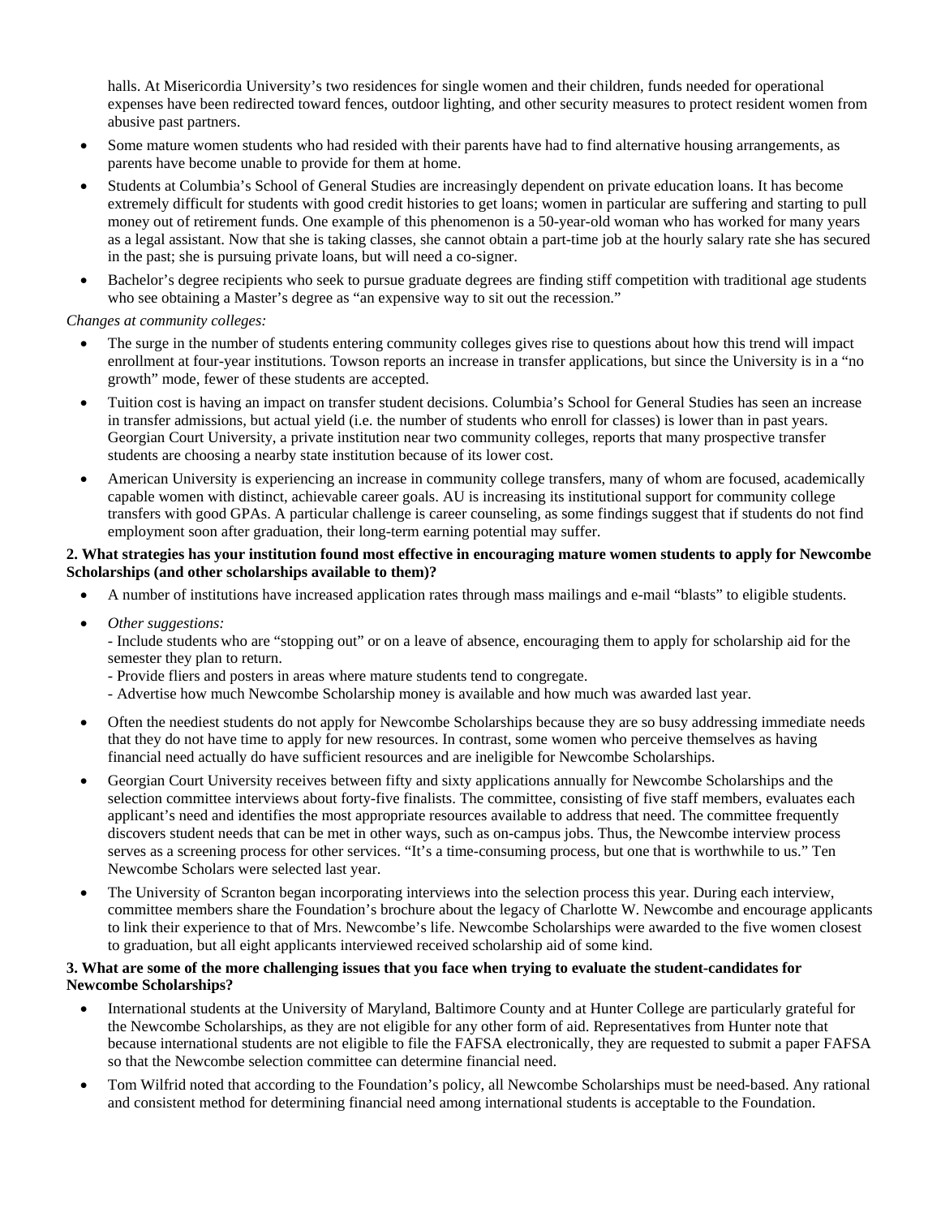halls. At Misericordia University's two residences for single women and their children, funds needed for operational expenses have been redirected toward fences, outdoor lighting, and other security measures to protect resident women from abusive past partners.

- Some mature women students who had resided with their parents have had to find alternative housing arrangements, as parents have become unable to provide for them at home.
- Students at Columbia's School of General Studies are increasingly dependent on private education loans. It has become extremely difficult for students with good credit histories to get loans; women in particular are suffering and starting to pull money out of retirement funds. One example of this phenomenon is a 50-year-old woman who has worked for many years as a legal assistant. Now that she is taking classes, she cannot obtain a part-time job at the hourly salary rate she has secured in the past; she is pursuing private loans, but will need a co-signer.
- Bachelor's degree recipients who seek to pursue graduate degrees are finding stiff competition with traditional age students who see obtaining a Master's degree as "an expensive way to sit out the recession."

*Changes at community colleges:*

- The surge in the number of students entering community colleges gives rise to questions about how this trend will impact enrollment at four-year institutions. Towson reports an increase in transfer applications, but since the University is in a "no growth" mode, fewer of these students are accepted.
- Tuition cost is having an impact on transfer student decisions. Columbia's School for General Studies has seen an increase in transfer admissions, but actual yield (i.e. the number of students who enroll for classes) is lower than in past years. Georgian Court University, a private institution near two community colleges, reports that many prospective transfer students are choosing a nearby state institution because of its lower cost.
- American University is experiencing an increase in community college transfers, many of whom are focused, academically capable women with distinct, achievable career goals. AU is increasing its institutional support for community college transfers with good GPAs. A particular challenge is career counseling, as some findings suggest that if students do not find employment soon after graduation, their long-term earning potential may suffer.

**2. What strategies has your institution found most effective in encouraging mature women students to apply for Newcombe Scholarships (and other scholarships available to them)?**

- A number of institutions have increased application rates through mass mailings and e-mail "blasts" to eligible students.
- *Other suggestions:*
  - Include students who are "stopping out" or on a leave of absence, encouraging them to apply for scholarship aid for the semester they plan to return.
  - Provide fliers and posters in areas where mature students tend to congregate.
  - Advertise how much Newcombe Scholarship money is available and how much was awarded last year.
- Often the neediest students do not apply for Newcombe Scholarships because they are so busy addressing immediate needs that they do not have time to apply for new resources. In contrast, some women who perceive themselves as having financial need actually do have sufficient resources and are ineligible for Newcombe Scholarships.
- Georgian Court University receives between fifty and sixty applications annually for Newcombe Scholarships and the selection committee interviews about forty-five finalists. The committee, consisting of five staff members, evaluates each applicant's need and identifies the most appropriate resources available to address that need. The committee frequently discovers student needs that can be met in other ways, such as on-campus jobs. Thus, the Newcombe interview process serves as a screening process for other services. "It's a time-consuming process, but one that is worthwhile to us." Ten Newcombe Scholars were selected last year.
- The University of Scranton began incorporating interviews into the selection process this year. During each interview, committee members share the Foundation's brochure about the legacy of Charlotte W. Newcombe and encourage applicants to link their experience to that of Mrs. Newcombe's life. Newcombe Scholarships were awarded to the five women closest to graduation, but all eight applicants interviewed received scholarship aid of some kind.

**3. What are some of the more challenging issues that you face when trying to evaluate the student-candidates for Newcombe Scholarships?**

- International students at the University of Maryland, Baltimore County and at Hunter College are particularly grateful for the Newcombe Scholarships, as they are not eligible for any other form of aid. Representatives from Hunter note that because international students are not eligible to file the FAFSA electronically, they are requested to submit a paper FAFSA so that the Newcombe selection committee can determine financial need.
- Tom Wilfrid noted that according to the Foundation's policy, all Newcombe Scholarships must be need-based. Any rational and consistent method for determining financial need among international students is acceptable to the Foundation.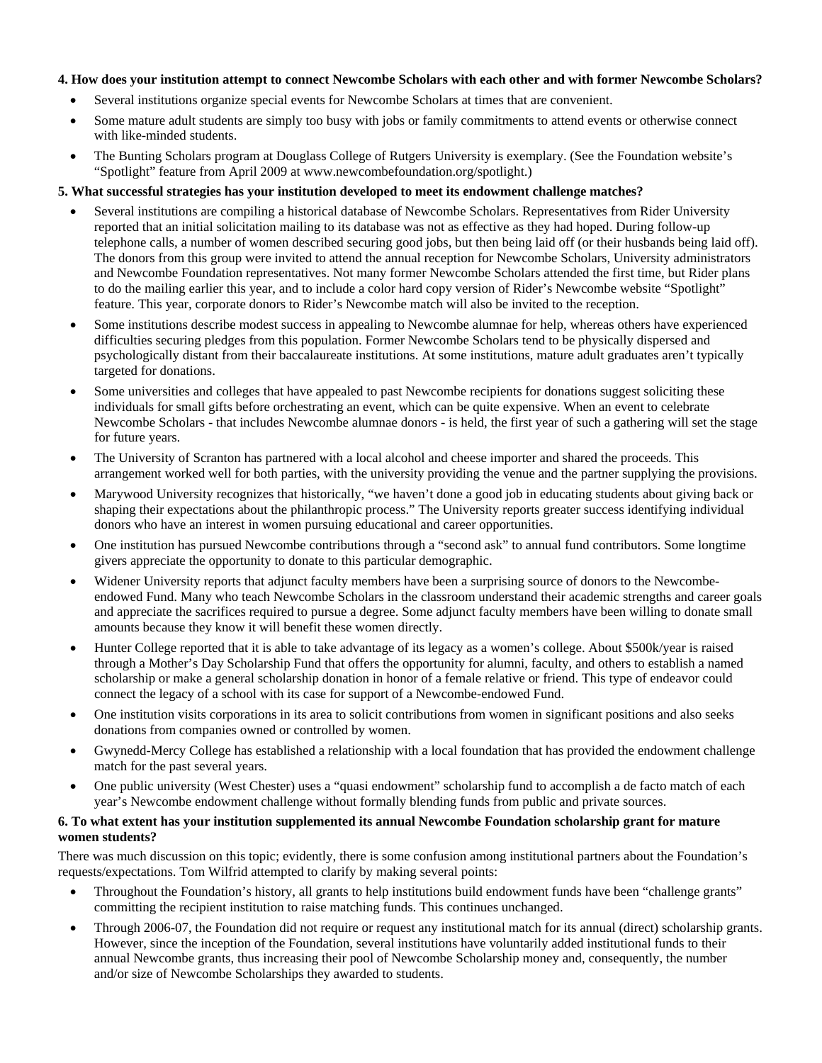**4. How does your institution attempt to connect Newcombe Scholars with each other and with former Newcombe Scholars?**

- Several institutions organize special events for Newcombe Scholars at times that are convenient.
- Some mature adult students are simply too busy with jobs or family commitments to attend events or otherwise connect with like-minded students.
- The Bunting Scholars program at Douglass College of Rutgers University is exemplary. (See the Foundation website's "Spotlight" feature from April 2009 at www.newcombefoundation.org/spotlight.)

**5. What successful strategies has your institution developed to meet its endowment challenge matches?**

- Several institutions are compiling a historical database of Newcombe Scholars. Representatives from Rider University reported that an initial solicitation mailing to its database was not as effective as they had hoped. During follow-up telephone calls, a number of women described securing good jobs, but then being laid off (or their husbands being laid off). The donors from this group were invited to attend the annual reception for Newcombe Scholars, University administrators and Newcombe Foundation representatives. Not many former Newcombe Scholars attended the first time, but Rider plans to do the mailing earlier this year, and to include a color hard copy version of Rider's Newcombe website "Spotlight" feature. This year, corporate donors to Rider's Newcombe match will also be invited to the reception.
- Some institutions describe modest success in appealing to Newcombe alumnae for help, whereas others have experienced difficulties securing pledges from this population. Former Newcombe Scholars tend to be physically dispersed and psychologically distant from their baccalaureate institutions. At some institutions, mature adult graduates aren't typically targeted for donations.
- Some universities and colleges that have appealed to past Newcombe recipients for donations suggest soliciting these individuals for small gifts before orchestrating an event, which can be quite expensive. When an event to celebrate Newcombe Scholars - that includes Newcombe alumnae donors - is held, the first year of such a gathering will set the stage for future years.
- The University of Scranton has partnered with a local alcohol and cheese importer and shared the proceeds. This arrangement worked well for both parties, with the university providing the venue and the partner supplying the provisions.
- Marywood University recognizes that historically, "we haven't done a good job in educating students about giving back or shaping their expectations about the philanthropic process." The University reports greater success identifying individual donors who have an interest in women pursuing educational and career opportunities.
- One institution has pursued Newcombe contributions through a "second ask" to annual fund contributors. Some longtime givers appreciate the opportunity to donate to this particular demographic.
- Widener University reports that adjunct faculty members have been a surprising source of donors to the Newcombe-endowed Fund. Many who teach Newcombe Scholars in the classroom understand their academic strengths and career goals and appreciate the sacrifices required to pursue a degree. Some adjunct faculty members have been willing to donate small amounts because they know it will benefit these women directly.
- Hunter College reported that it is able to take advantage of its legacy as a women's college. About $500k/year is raised through a Mother's Day Scholarship Fund that offers the opportunity for alumni, faculty, and others to establish a named scholarship or make a general scholarship donation in honor of a female relative or friend. This type of endeavor could connect the legacy of a school with its case for support of a Newcombe-endowed Fund.
- One institution visits corporations in its area to solicit contributions from women in significant positions and also seeks donations from companies owned or controlled by women.
- Gwynedd-Mercy College has established a relationship with a local foundation that has provided the endowment challenge match for the past several years.
- One public university (West Chester) uses a "quasi endowment" scholarship fund to accomplish a de facto match of each year's Newcombe endowment challenge without formally blending funds from public and private sources.

**6. To what extent has your institution supplemented its annual Newcombe Foundation scholarship grant for mature women students?**

There was much discussion on this topic; evidently, there is some confusion among institutional partners about the Foundation's requests/expectations. Tom Wilfrid attempted to clarify by making several points:

- Throughout the Foundation's history, all grants to help institutions build endowment funds have been "challenge grants" committing the recipient institution to raise matching funds. This continues unchanged.
- Through 2006-07, the Foundation did not require or request any institutional match for its annual (direct) scholarship grants. However, since the inception of the Foundation, several institutions have voluntarily added institutional funds to their annual Newcombe grants, thus increasing their pool of Newcombe Scholarship money and, consequently, the number and/or size of Newcombe Scholarships they awarded to students.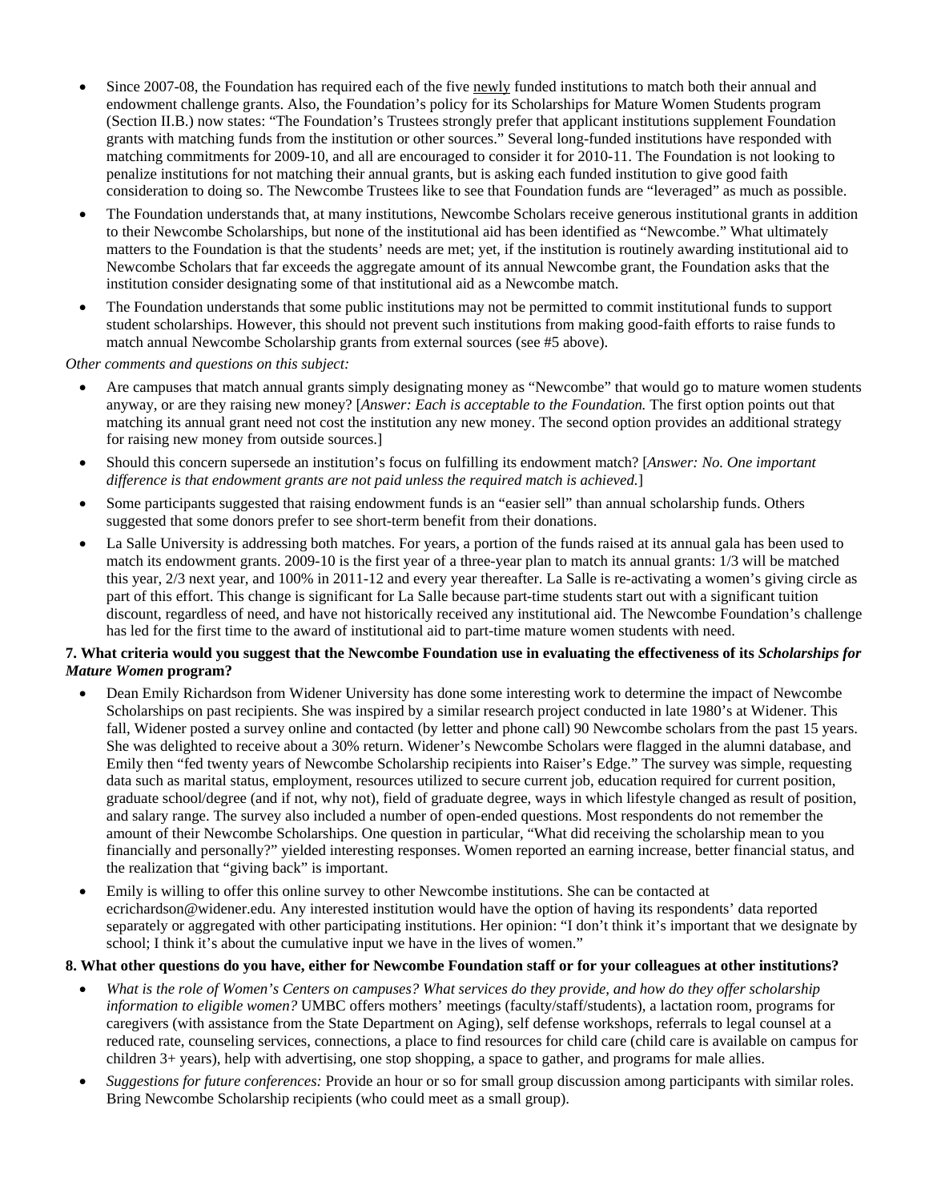- Since 2007-08, the Foundation has required each of the five newly funded institutions to match both their annual and endowment challenge grants. Also, the Foundation's policy for its Scholarships for Mature Women Students program (Section II.B.) now states: "The Foundation's Trustees strongly prefer that applicant institutions supplement Foundation grants with matching funds from the institution or other sources." Several long-funded institutions have responded with matching commitments for 2009-10, and all are encouraged to consider it for 2010-11. The Foundation is not looking to penalize institutions for not matching their annual grants, but is asking each funded institution to give good faith consideration to doing so. The Newcombe Trustees like to see that Foundation funds are "leveraged" as much as possible.
- The Foundation understands that, at many institutions, Newcombe Scholars receive generous institutional grants in addition to their Newcombe Scholarships, but none of the institutional aid has been identified as "Newcombe." What ultimately matters to the Foundation is that the students' needs are met; yet, if the institution is routinely awarding institutional aid to Newcombe Scholars that far exceeds the aggregate amount of its annual Newcombe grant, the Foundation asks that the institution consider designating some of that institutional aid as a Newcombe match.
- The Foundation understands that some public institutions may not be permitted to commit institutional funds to support student scholarships. However, this should not prevent such institutions from making good-faith efforts to raise funds to match annual Newcombe Scholarship grants from external sources (see #5 above).

*Other comments and questions on this subject:*

- Are campuses that match annual grants simply designating money as "Newcombe" that would go to mature women students anyway, or are they raising new money? [*Answer: Each is acceptable to the Foundation.* The first option points out that matching its annual grant need not cost the institution any new money. The second option provides an additional strategy for raising new money from outside sources.]
- Should this concern supersede an institution's focus on fulfilling its endowment match? [*Answer: No. One important difference is that endowment grants are not paid unless the required match is achieved.*]
- Some participants suggested that raising endowment funds is an "easier sell" than annual scholarship funds. Others suggested that some donors prefer to see short-term benefit from their donations.
- La Salle University is addressing both matches. For years, a portion of the funds raised at its annual gala has been used to match its endowment grants. 2009-10 is the first year of a three-year plan to match its annual grants: 1/3 will be matched this year, 2/3 next year, and 100% in 2011-12 and every year thereafter. La Salle is re-activating a women's giving circle as part of this effort. This change is significant for La Salle because part-time students start out with a significant tuition discount, regardless of need, and have not historically received any institutional aid. The Newcombe Foundation's challenge has led for the first time to the award of institutional aid to part-time mature women students with need.

**7. What criteria would you suggest that the Newcombe Foundation use in evaluating the effectiveness of its *Scholarships for Mature Women* program?**

- Dean Emily Richardson from Widener University has done some interesting work to determine the impact of Newcombe Scholarships on past recipients. She was inspired by a similar research project conducted in late 1980's at Widener. This fall, Widener posted a survey online and contacted (by letter and phone call) 90 Newcombe scholars from the past 15 years. She was delighted to receive about a 30% return. Widener's Newcombe Scholars were flagged in the alumni database, and Emily then "fed twenty years of Newcombe Scholarship recipients into Raiser's Edge." The survey was simple, requesting data such as marital status, employment, resources utilized to secure current job, education required for current position, graduate school/degree (and if not, why not), field of graduate degree, ways in which lifestyle changed as result of position, and salary range. The survey also included a number of open-ended questions. Most respondents do not remember the amount of their Newcombe Scholarships. One question in particular, "What did receiving the scholarship mean to you financially and personally?" yielded interesting responses. Women reported an earning increase, better financial status, and the realization that "giving back" is important.
- Emily is willing to offer this online survey to other Newcombe institutions. She can be contacted at ecrichardson@widener.edu. Any interested institution would have the option of having its respondents' data reported separately or aggregated with other participating institutions. Her opinion: "I don't think it's important that we designate by school; I think it's about the cumulative input we have in the lives of women."

**8. What other questions do you have, either for Newcombe Foundation staff or for your colleagues at other institutions?**

- *What is the role of Women's Centers on campuses? What services do they provide, and how do they offer scholarship information to eligible women?* UMBC offers mothers' meetings (faculty/staff/students), a lactation room, programs for caregivers (with assistance from the State Department on Aging), self defense workshops, referrals to legal counsel at a reduced rate, counseling services, connections, a place to find resources for child care (child care is available on campus for children 3+ years), help with advertising, one stop shopping, a space to gather, and programs for male allies.
- *Suggestions for future conferences:* Provide an hour or so for small group discussion among participants with similar roles. Bring Newcombe Scholarship recipients (who could meet as a small group).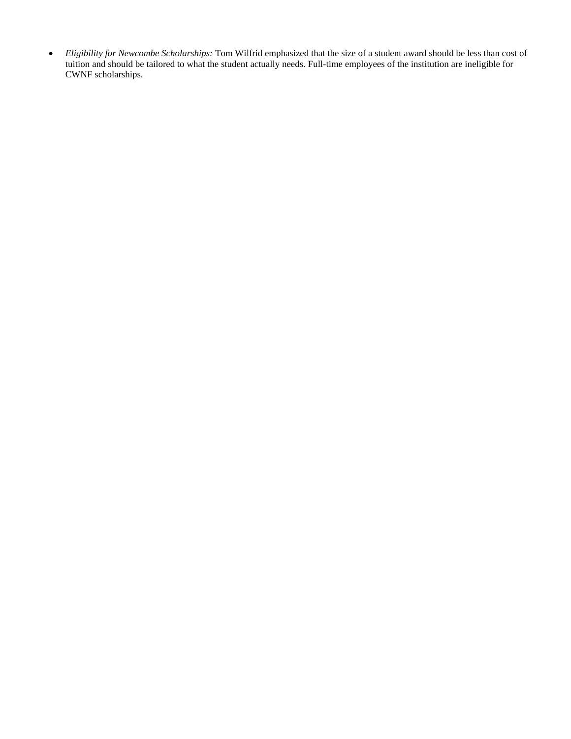- *Eligibility for Newcombe Scholarships:* Tom Wilfrid emphasized that the size of a student award should be less than cost of tuition and should be tailored to what the student actually needs. Full-time employees of the institution are ineligible for CWNF scholarships.